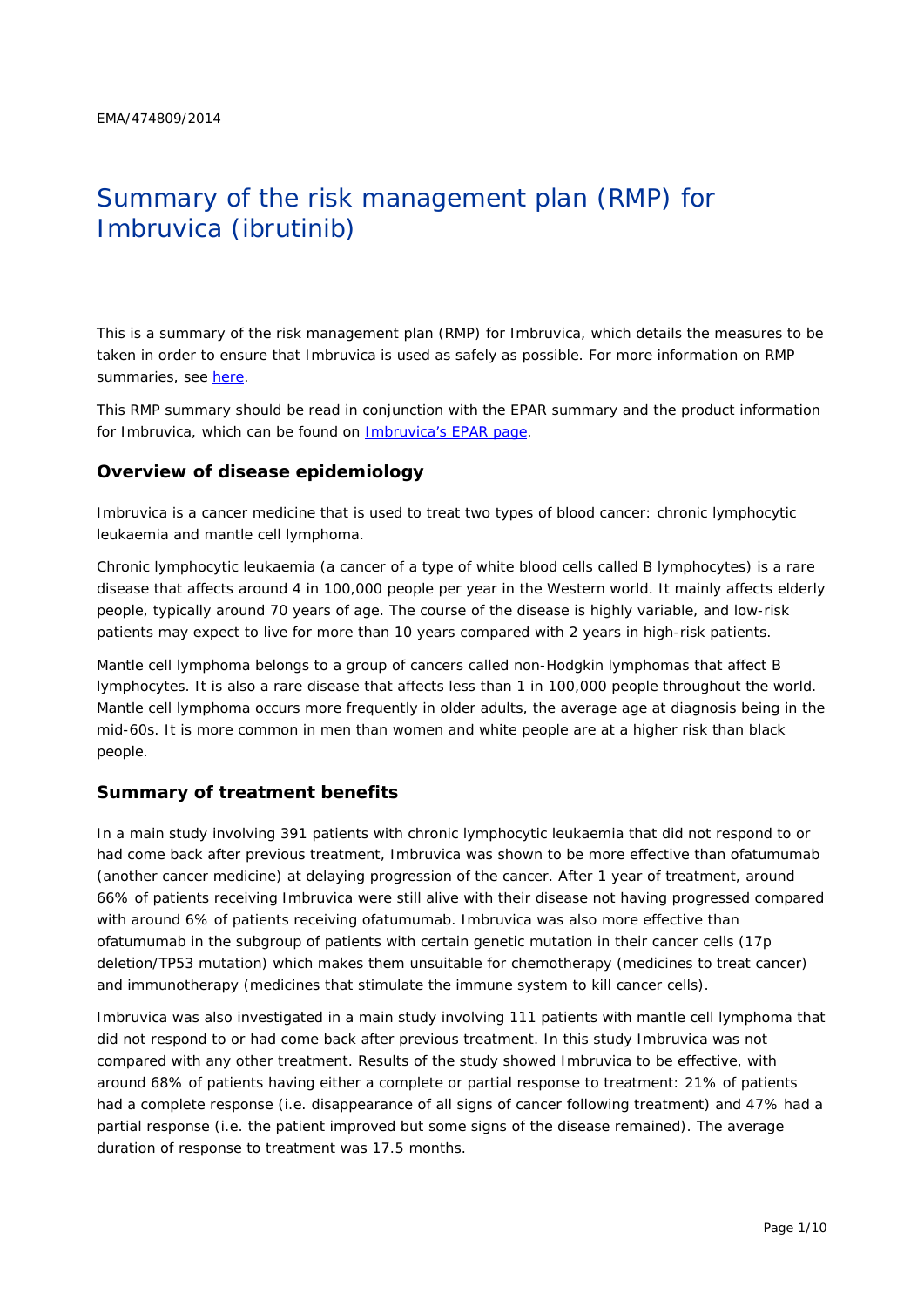EMA/474809/2014

# Summary of the risk management plan (RMP) for Imbruvica (ibrutinib)

This is a summary of the risk management plan (RMP) for Imbruvica, which details the measures to be taken in order to ensure that Imbruvica is used as safely as possible. For more information on RMP summaries, see here.

This RMP summary should be read in conjunction with the EPAR summary and the product information for Imbruvica, which can be found on Imbruvica's EPAR page.

## Overview of disease epidemiology

Imbruvica is a cancer medicine that is used to treat two types of blood cancer: chronic lymphocytic leukaemia and mantle cell lymphoma.

Chronic lymphocytic leukaemia (a cancer of a type of white blood cells called B lymphocytes) is a rare disease that affects around 4 in 100,000 people per year in the Western world. It mainly affects elderly people, typically around 70 years of age. The course of the disease is highly variable, and low-risk patients may expect to live for more than 10 years compared with 2 years in high-risk patients.

Mantle cell lymphoma belongs to a group of cancers called non-Hodgkin lymphomas that affect B lymphocytes. It is also a rare disease that affects less than 1 in 100,000 people throughout the world. Mantle cell lymphoma occurs more frequently in older adults, the average age at diagnosis being in the mid-60s. It is more common in men than women and white people are at a higher risk than black people.

## Summary of treatment benefits

In a main study involving 391 patients with chronic lymphocytic leukaemia that did not respond to or had come back after previous treatment, Imbruvica was shown to be more effective than ofatumumab (another cancer medicine) at delaying progression of the cancer. After 1 year of treatment, around 66% of patients receiving Imbruvica were still alive with their disease not having progressed compared with around 6% of patients receiving ofatumumab. Imbruvica was also more effective than ofatumumab in the subgroup of patients with certain genetic mutation in their cancer cells (17p deletion/TP53 mutation) which makes them unsuitable for chemotherapy (medicines to treat cancer) and immunotherapy (medicines that stimulate the immune system to kill cancer cells).

Imbruvica was also investigated in a main study involving 111 patients with mantle cell lymphoma that did not respond to or had come back after previous treatment. In this study Imbruvica was not compared with any other treatment. Results of the study showed Imbruvica to be effective, with around 68% of patients having either a complete or partial response to treatment: 21% of patients had a complete response (i.e. disappearance of all signs of cancer following treatment) and 47% had a partial response (i.e. the patient improved but some signs of the disease remained). The average duration of response to treatment was 17.5 months.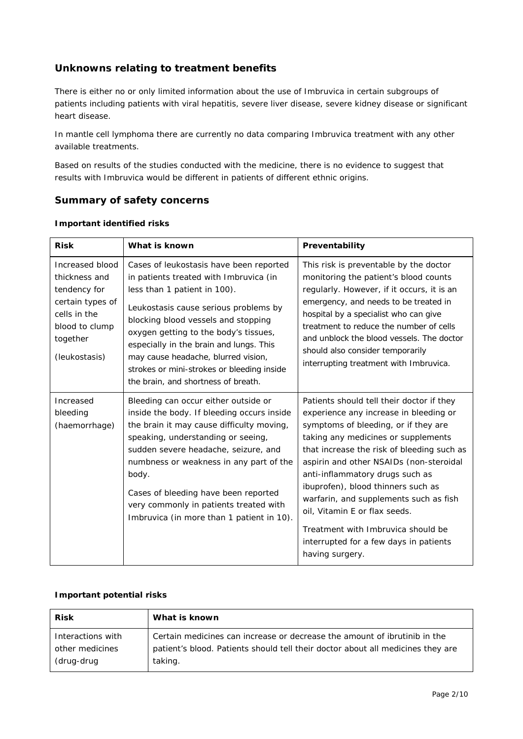## Unknowns relating to treatment benefits

There is either no or only limited information about the use of Imbruvica in certain subgroups of patients including patients with viral hepatitis, severe liver disease, severe kidney disease or significant heart disease.

In mantle cell lymphoma there are currently no data comparing Imbruvica treatment with any other available treatments.

Based on results of the studies conducted with the medicine, there is no evidence to suggest that results with Imbruvica would be different in patients of different ethnic origins.

## Summary of safety concerns

### Important identified risks

| Risk | What is known | Preventability |
|---|---|---|
| Increased blood thickness and tendency for certain types of cells in the blood to clump together (leukostasis) | Cases of leukostasis have been reported in patients treated with Imbruvica (in less than 1 patient in 100).<br><br>Leukostasis cause serious problems by blocking blood vessels and stopping oxygen getting to the body's tissues, especially in the brain and lungs. This may cause headache, blurred vision, strokes or mini-strokes or bleeding inside the brain, and shortness of breath. | This risk is preventable by the doctor monitoring the patient's blood counts regularly. However, if it occurs, it is an emergency, and needs to be treated in hospital by a specialist who can give treatment to reduce the number of cells and unblock the blood vessels. The doctor should also consider temporarily interrupting treatment with Imbruvica. |
| Increased bleeding (haemorrhage) | Bleeding can occur either outside or inside the body. If bleeding occurs inside the brain it may cause difficulty moving, speaking, understanding or seeing, sudden severe headache, seizure, and numbness or weakness in any part of the body.<br><br>Cases of bleeding have been reported very commonly in patients treated with Imbruvica (in more than 1 patient in 10). | Patients should tell their doctor if they experience any increase in bleeding or symptoms of bleeding, or if they are taking any medicines or supplements that increase the risk of bleeding such as aspirin and other NSAIDs (non-steroidal anti-inflammatory drugs such as ibuprofen), blood thinners such as warfarin, and supplements such as fish oil, Vitamin E or flax seeds.<br><br>Treatment with Imbruvica should be interrupted for a few days in patients having surgery. |

### Important potential risks

| Risk | What is known |
|---|---|
| Interactions with other medicines (drug-drug | Certain medicines can increase or decrease the amount of ibrutinib in the patient's blood. Patients should tell their doctor about all medicines they are taking. |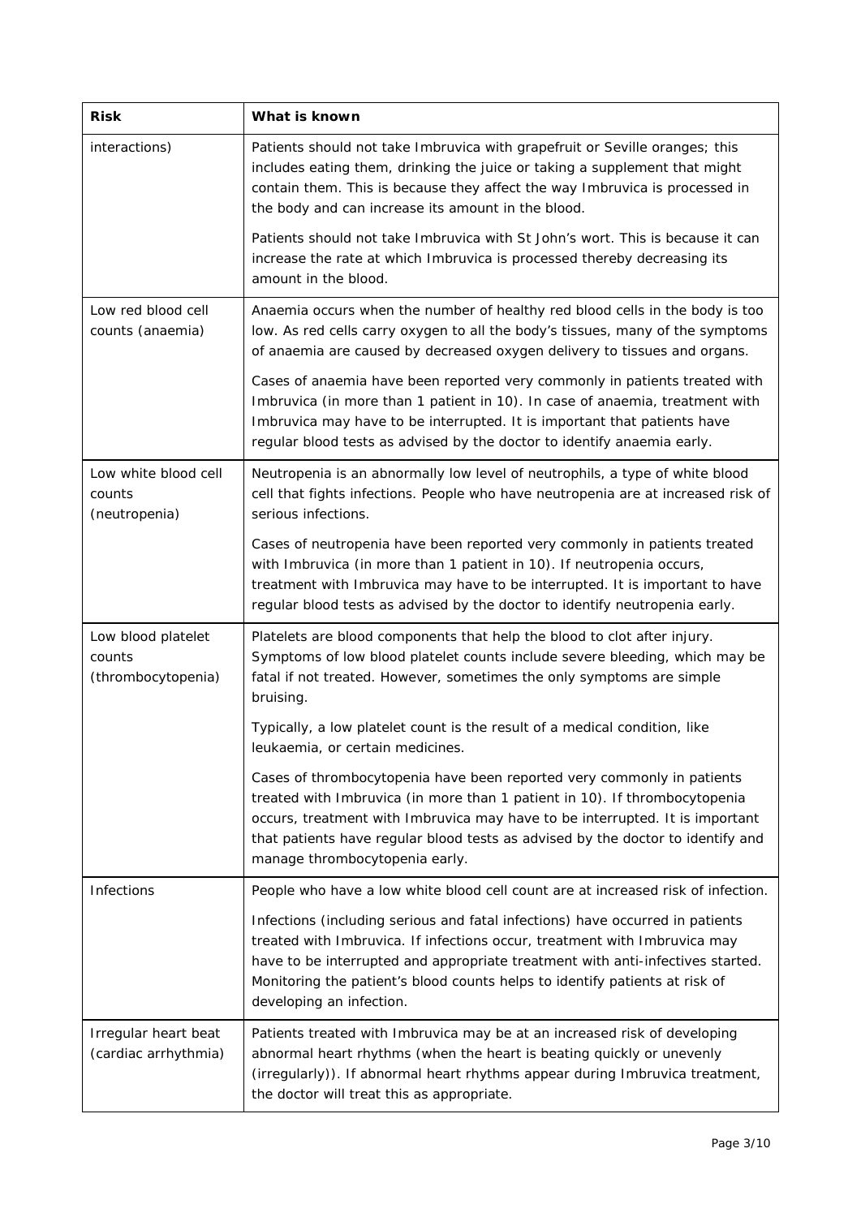| Risk | What is known |
|---|---|
| interactions) | Patients should not take Imbruvica with grapefruit or Seville oranges; this includes eating them, drinking the juice or taking a supplement that might contain them. This is because they affect the way Imbruvica is processed in the body and can increase its amount in the blood.<br><br>Patients should not take Imbruvica with St John's wort. This is because it can increase the rate at which Imbruvica is processed thereby decreasing its amount in the blood. |
| Low red blood cell counts (anaemia) | Anaemia occurs when the number of healthy red blood cells in the body is too low. As red cells carry oxygen to all the body's tissues, many of the symptoms of anaemia are caused by decreased oxygen delivery to tissues and organs.<br><br>Cases of anaemia have been reported very commonly in patients treated with Imbruvica (in more than 1 patient in 10). In case of anaemia, treatment with Imbruvica may have to be interrupted. It is important that patients have regular blood tests as advised by the doctor to identify anaemia early. |
| Low white blood cell counts (neutropenia) | Neutropenia is an abnormally low level of neutrophils, a type of white blood cell that fights infections. People who have neutropenia are at increased risk of serious infections.<br><br>Cases of neutropenia have been reported very commonly in patients treated with Imbruvica (in more than 1 patient in 10). If neutropenia occurs, treatment with Imbruvica may have to be interrupted. It is important to have regular blood tests as advised by the doctor to identify neutropenia early. |
| Low blood platelet counts (thrombocytopenia) | Platelets are blood components that help the blood to clot after injury. Symptoms of low blood platelet counts include severe bleeding, which may be fatal if not treated. However, sometimes the only symptoms are simple bruising.<br><br>Typically, a low platelet count is the result of a medical condition, like leukaemia, or certain medicines.<br><br>Cases of thrombocytopenia have been reported very commonly in patients treated with Imbruvica (in more than 1 patient in 10). If thrombocytopenia occurs, treatment with Imbruvica may have to be interrupted. It is important that patients have regular blood tests as advised by the doctor to identify and manage thrombocytopenia early. |
| Infections | People who have a low white blood cell count are at increased risk of infection.<br><br>Infections (including serious and fatal infections) have occurred in patients treated with Imbruvica. If infections occur, treatment with Imbruvica may have to be interrupted and appropriate treatment with anti-infectives started. Monitoring the patient's blood counts helps to identify patients at risk of developing an infection. |
| Irregular heart beat (cardiac arrhythmia) | Patients treated with Imbruvica may be at an increased risk of developing abnormal heart rhythms (when the heart is beating quickly or unevenly (irregularly)). If abnormal heart rhythms appear during Imbruvica treatment, the doctor will treat this as appropriate. |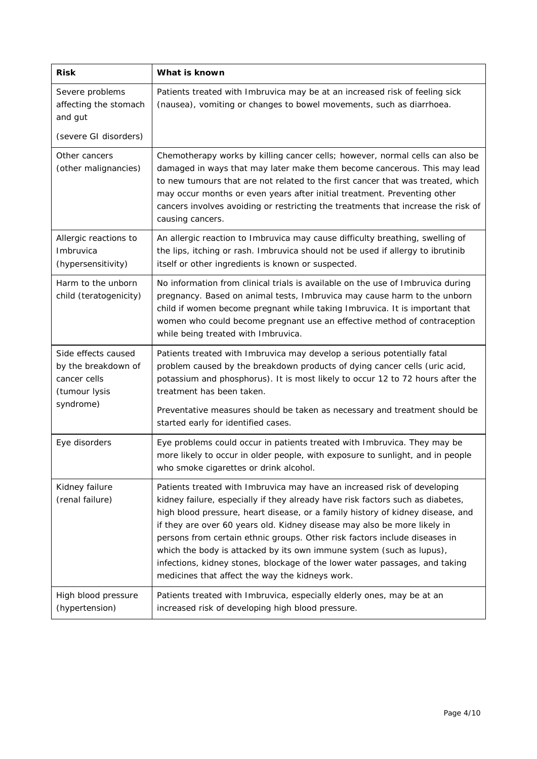| Risk | What is known |
| --- | --- |
| Severe problems affecting the stomach and gut<br><br>(severe GI disorders) | Patients treated with Imbruvica may be at an increased risk of feeling sick (nausea), vomiting or changes to bowel movements, such as diarrhoea. |
| Other cancers (other malignancies) | Chemotherapy works by killing cancer cells; however, normal cells can also be damaged in ways that may later make them become cancerous. This may lead to new tumours that are not related to the first cancer that was treated, which may occur months or even years after initial treatment. Preventing other cancers involves avoiding or restricting the treatments that increase the risk of causing cancers. |
| Allergic reactions to Imbruvica (hypersensitivity) | An allergic reaction to Imbruvica may cause difficulty breathing, swelling of the lips, itching or rash. Imbruvica should not be used if allergy to ibrutinib itself or other ingredients is known or suspected. |
| Harm to the unborn child (teratogenicity) | No information from clinical trials is available on the use of Imbruvica during pregnancy. Based on animal tests, Imbruvica may cause harm to the unborn child if women become pregnant while taking Imbruvica. It is important that women who could become pregnant use an effective method of contraception while being treated with Imbruvica. |
| Side effects caused by the breakdown of cancer cells (tumour lysis syndrome) | Patients treated with Imbruvica may develop a serious potentially fatal problem caused by the breakdown products of dying cancer cells (uric acid, potassium and phosphorus). It is most likely to occur 12 to 72 hours after the treatment has been taken.<br><br>Preventative measures should be taken as necessary and treatment should be started early for identified cases. |
| Eye disorders | Eye problems could occur in patients treated with Imbruvica. They may be more likely to occur in older people, with exposure to sunlight, and in people who smoke cigarettes or drink alcohol. |
| Kidney failure (renal failure) | Patients treated with Imbruvica may have an increased risk of developing kidney failure, especially if they already have risk factors such as diabetes, high blood pressure, heart disease, or a family history of kidney disease, and if they are over 60 years old. Kidney disease may also be more likely in persons from certain ethnic groups. Other risk factors include diseases in which the body is attacked by its own immune system (such as lupus), infections, kidney stones, blockage of the lower water passages, and taking medicines that affect the way the kidneys work. |
| High blood pressure (hypertension) | Patients treated with Imbruvica, especially elderly ones, may be at an increased risk of developing high blood pressure. |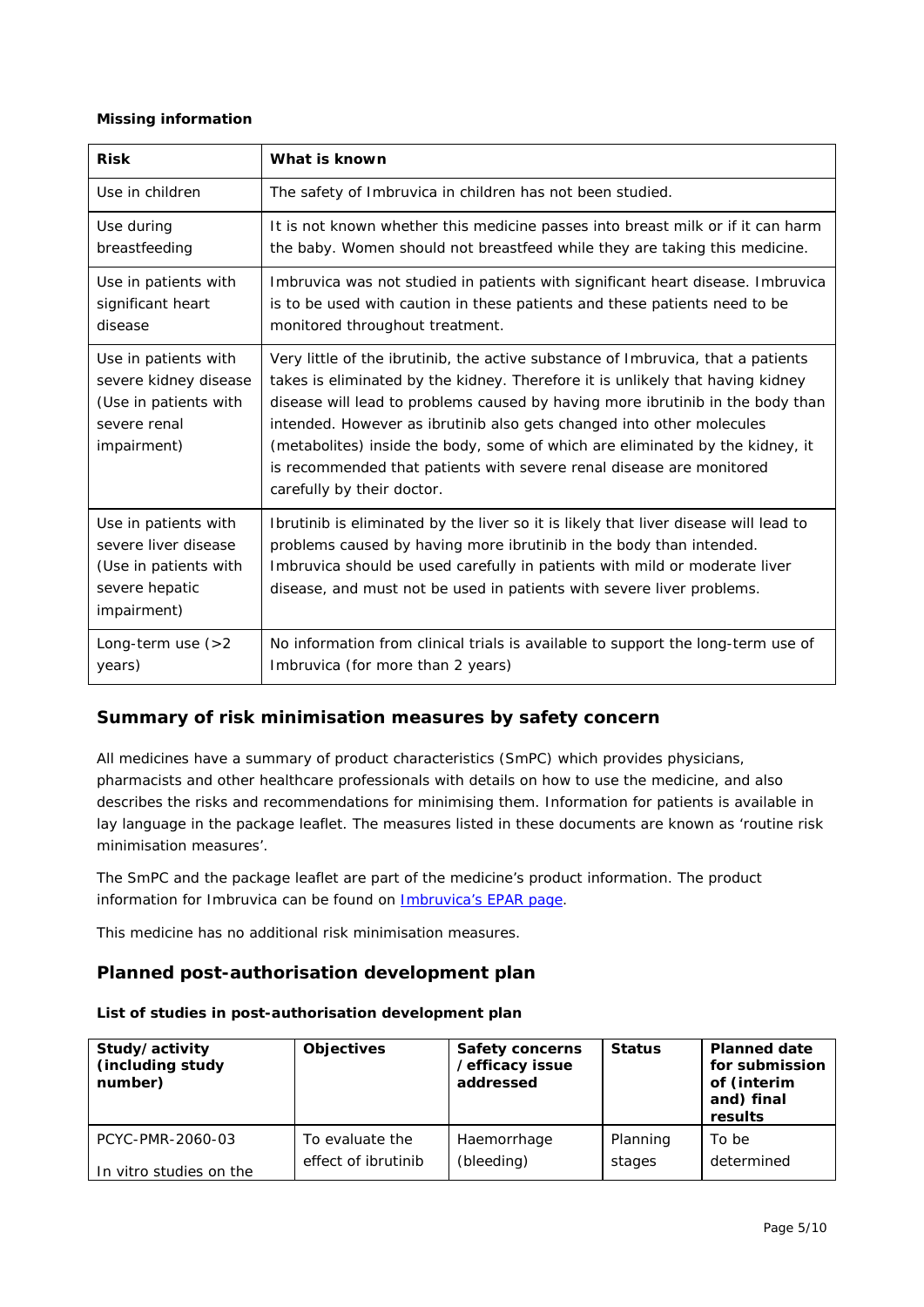**Missing information**

| Risk | What is known |
| --- | --- |
| Use in children | The safety of Imbruvica in children has not been studied. |
| Use during breastfeeding | It is not known whether this medicine passes into breast milk or if it can harm the baby. Women should not breastfeed while they are taking this medicine. |
| Use in patients with significant heart disease | Imbruvica was not studied in patients with significant heart disease. Imbruvica is to be used with caution in these patients and these patients need to be monitored throughout treatment. |
| Use in patients with severe kidney disease (Use in patients with severe renal impairment) | Very little of the ibrutinib, the active substance of Imbruvica, that a patients takes is eliminated by the kidney. Therefore it is unlikely that having kidney disease will lead to problems caused by having more ibrutinib in the body than intended. However as ibrutinib also gets changed into other molecules (metabolites) inside the body, some of which are eliminated by the kidney, it is recommended that patients with severe renal disease are monitored carefully by their doctor. |
| Use in patients with severe liver disease (Use in patients with severe hepatic impairment) | Ibrutinib is eliminated by the liver so it is likely that liver disease will lead to problems caused by having more ibrutinib in the body than intended. Imbruvica should be used carefully in patients with mild or moderate liver disease, and must not be used in patients with severe liver problems. |
| Long-term use (>2 years) | No information from clinical trials is available to support the long-term use of Imbruvica (for more than 2 years) |

## Summary of risk minimisation measures by safety concern

All medicines have a summary of product characteristics (SmPC) which provides physicians, pharmacists and other healthcare professionals with details on how to use the medicine, and also describes the risks and recommendations for minimising them. Information for patients is available in lay language in the package leaflet. The measures listed in these documents are known as 'routine risk minimisation measures'.

The SmPC and the package leaflet are part of the medicine's product information. The product information for Imbruvica can be found on Imbruvica's EPAR page.

This medicine has no additional risk minimisation measures.

## Planned post-authorisation development plan

**List of studies in post-authorisation development plan**

| Study/activity (including study number) | Objectives | Safety concerns /efficacy issue addressed | Status | Planned date for submission of (interim and) final results |
| --- | --- | --- | --- | --- |
| PCYC-PMR-2060-03<br><br>In vitro studies on the | To evaluate the effect of ibrutinib | Haemorrhage (bleeding) | Planning stages | To be determined |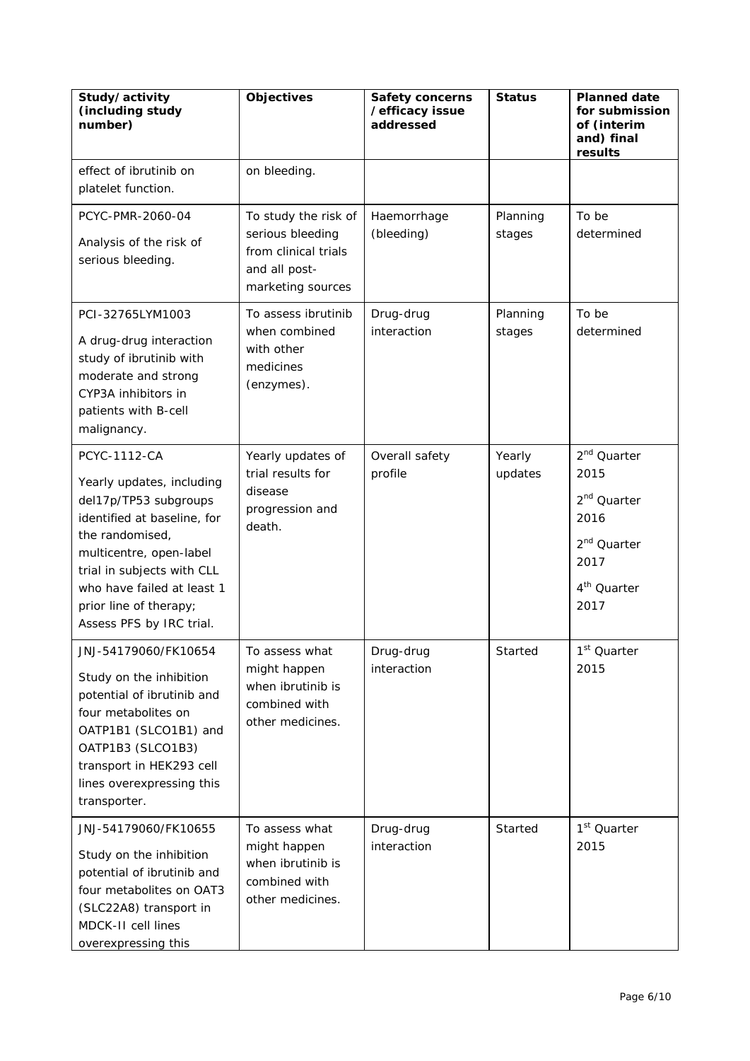| Study/activity (including study number) | Objectives | Safety concerns /efficacy issue addressed | Status | Planned date for submission of (interim and) final results |
|---|---|---|---|---|
| effect of ibrutinib on platelet function. | on bleeding. | | | |
| PCYC-PMR-2060-04<br>Analysis of the risk of serious bleeding. | To study the risk of serious bleeding from clinical trials and all post-marketing sources | Haemorrhage (bleeding) | Planning stages | To be determined |
| PCI-32765LYM1003<br>A drug-drug interaction study of ibrutinib with moderate and strong CYP3A inhibitors in patients with B-cell malignancy. | To assess ibrutinib when combined with other medicines (enzymes). | Drug-drug interaction | Planning stages | To be determined |
| PCYC-1112-CA<br>Yearly updates, including del17p/TP53 subgroups identified at baseline, for the randomised, multicentre, open-label trial in subjects with CLL who have failed at least 1 prior line of therapy; Assess PFS by IRC trial. | Yearly updates of trial results for disease progression and death. | Overall safety profile | Yearly updates | 2nd Quarter 2015<br>2nd Quarter 2016<br>2nd Quarter 2017<br>4th Quarter 2017 |
| JNJ-54179060/FK10654<br>Study on the inhibition potential of ibrutinib and four metabolites on OATP1B1 (SLCO1B1) and OATP1B3 (SLCO1B3) transport in HEK293 cell lines overexpressing this transporter. | To assess what might happen when ibrutinib is combined with other medicines. | Drug-drug interaction | Started | 1st Quarter 2015 |
| JNJ-54179060/FK10655<br>Study on the inhibition potential of ibrutinib and four metabolites on OAT3 (SLC22A8) transport in MDCK-II cell lines overexpressing this | To assess what might happen when ibrutinib is combined with other medicines. | Drug-drug interaction | Started | 1st Quarter 2015 |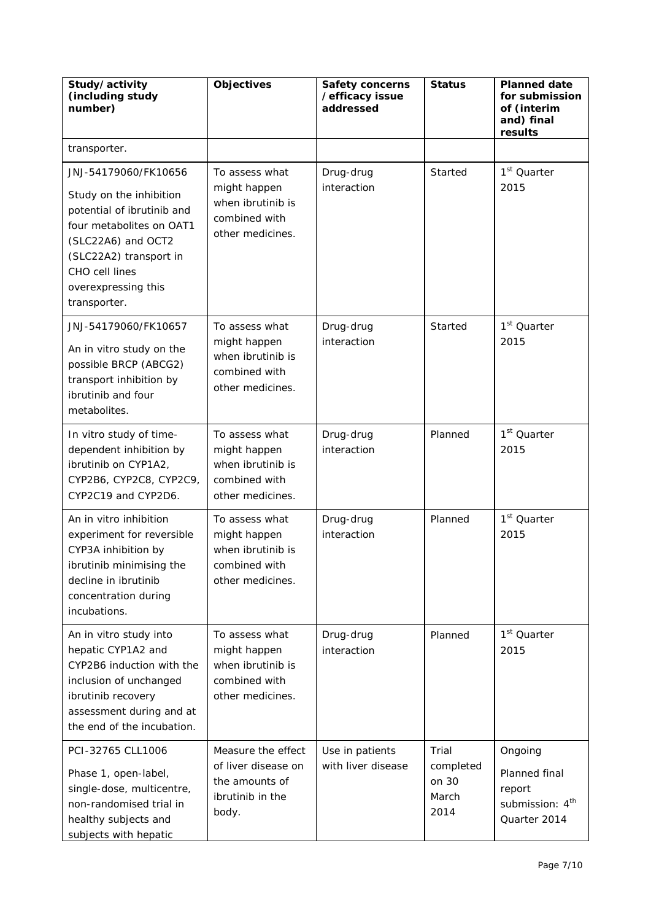| Study/activity (including study number) | Objectives | Safety concerns /efficacy issue addressed | Status | Planned date for submission of (interim and) final results |
|---|---|---|---|---|
| transporter. | | | | |
| JNJ-54179060/FK10656 Study on the inhibition potential of ibrutinib and four metabolites on OAT1 (SLC22A6) and OCT2 (SLC22A2) transport in CHO cell lines overexpressing this transporter. | To assess what might happen when ibrutinib is combined with other medicines. | Drug-drug interaction | Started | 1st Quarter 2015 |
| JNJ-54179060/FK10657 An in vitro study on the possible BRCP (ABCG2) transport inhibition by ibrutinib and four metabolites. | To assess what might happen when ibrutinib is combined with other medicines. | Drug-drug interaction | Started | 1st Quarter 2015 |
| In vitro study of time-dependent inhibition by ibrutinib on CYP1A2, CYP2B6, CYP2C8, CYP2C9, CYP2C19 and CYP2D6. | To assess what might happen when ibrutinib is combined with other medicines. | Drug-drug interaction | Planned | 1st Quarter 2015 |
| An in vitro inhibition experiment for reversible CYP3A inhibition by ibrutinib minimising the decline in ibrutinib concentration during incubations. | To assess what might happen when ibrutinib is combined with other medicines. | Drug-drug interaction | Planned | 1st Quarter 2015 |
| An in vitro study into hepatic CYP1A2 and CYP2B6 induction with the inclusion of unchanged ibrutinib recovery assessment during and at the end of the incubation. | To assess what might happen when ibrutinib is combined with other medicines. | Drug-drug interaction | Planned | 1st Quarter 2015 |
| PCI-32765 CLL1006 Phase 1, open-label, single-dose, multicentre, non-randomised trial in healthy subjects and subjects with hepatic | Measure the effect of liver disease on the amounts of ibrutinib in the body. | Use in patients with liver disease | Trial completed on 30 March 2014 | Ongoing Planned final report submission: 4th Quarter 2014 |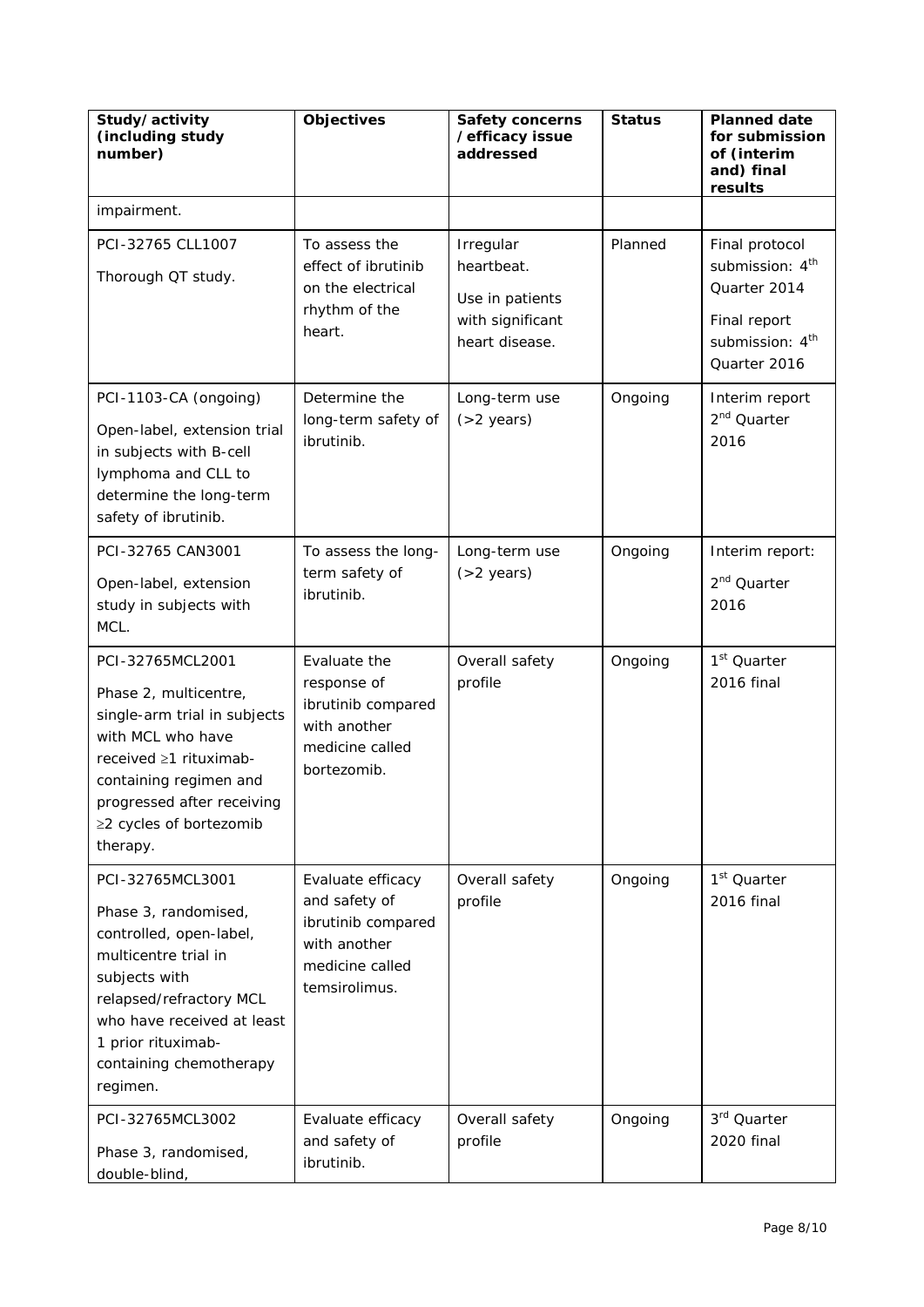| Study/activity (including study number) | Objectives | Safety concerns /efficacy issue addressed | Status | Planned date for submission of (interim and) final results |
|---|---|---|---|---|
| impairment. | | | | |
| PCI-32765 CLL1007<br><br>Thorough QT study. | To assess the effect of ibrutinib on the electrical rhythm of the heart. | Irregular heartbeat.<br><br>Use in patients with significant heart disease. | Planned | Final protocol submission: 4th Quarter 2014<br><br>Final report submission: 4th Quarter 2016 |
| PCI-1103-CA (ongoing)<br><br>Open-label, extension trial in subjects with B-cell lymphoma and CLL to determine the long-term safety of ibrutinib. | Determine the long-term safety of ibrutinib. | Long-term use (>2 years) | Ongoing | Interim report 2nd Quarter 2016 |
| PCI-32765 CAN3001<br><br>Open-label, extension study in subjects with MCL. | To assess the long-term safety of ibrutinib. | Long-term use (>2 years) | Ongoing | Interim report:<br><br>2nd Quarter 2016 |
| PCI-32765MCL2001<br><br>Phase 2, multicentre, single-arm trial in subjects with MCL who have received ≥1 rituximab-containing regimen and progressed after receiving ≥2 cycles of bortezomib therapy. | Evaluate the response of ibrutinib compared with another medicine called bortezomib. | Overall safety profile | Ongoing | 1st Quarter 2016 final |
| PCI-32765MCL3001<br><br>Phase 3, randomised, controlled, open-label, multicentre trial in subjects with relapsed/refractory MCL who have received at least 1 prior rituximab-containing chemotherapy regimen. | Evaluate efficacy and safety of ibrutinib compared with another medicine called temsirolimus. | Overall safety profile | Ongoing | 1st Quarter 2016 final |
| PCI-32765MCL3002<br><br>Phase 3, randomised, double-blind, | Evaluate efficacy and safety of ibrutinib. | Overall safety profile | Ongoing | 3rd Quarter 2020 final |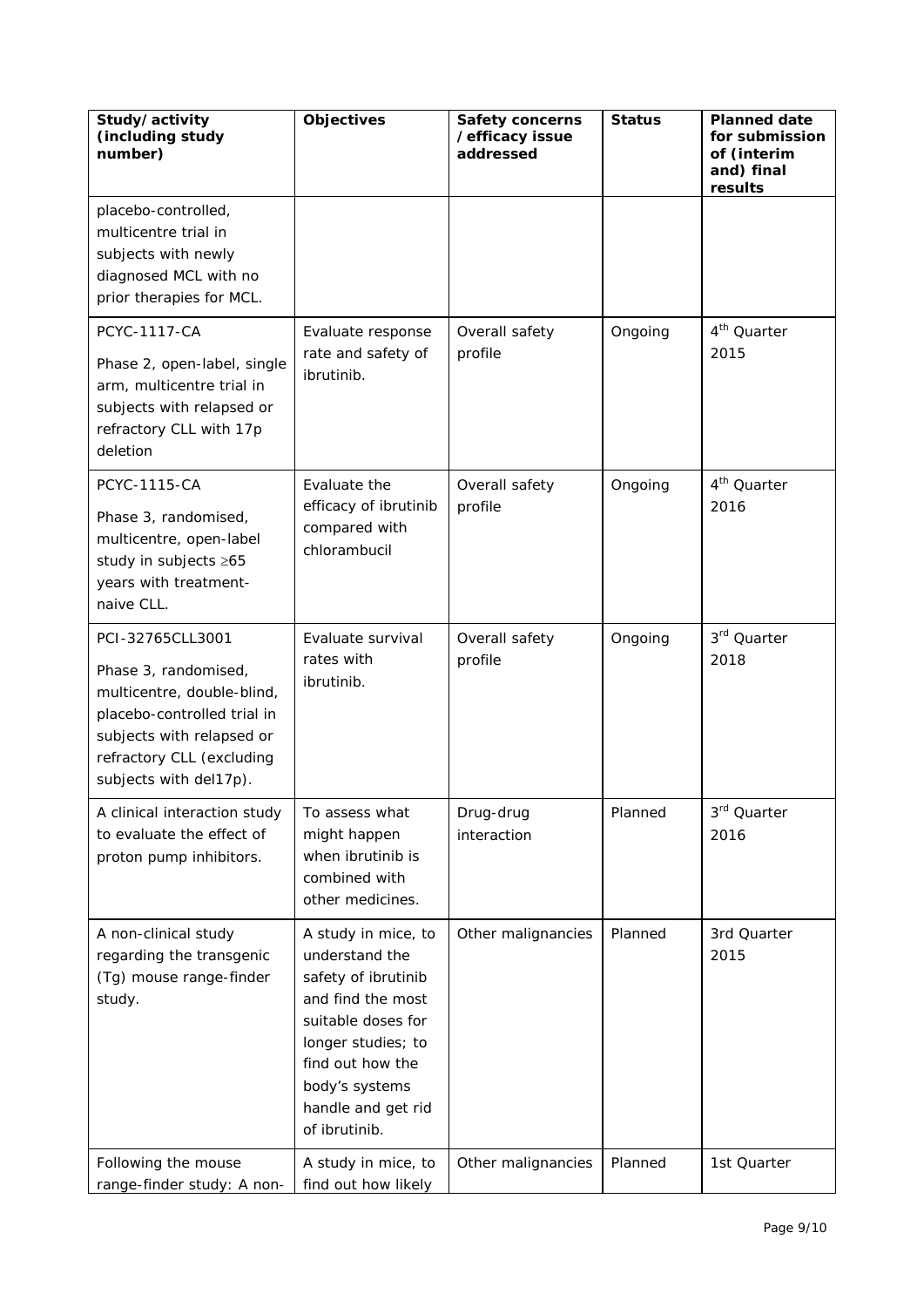| Study/activity (including study number) | Objectives | Safety concerns /efficacy issue addressed | Status | Planned date for submission of (interim and) final results |
|---|---|---|---|---|
| placebo-controlled, multicentre trial in subjects with newly diagnosed MCL with no prior therapies for MCL. | | | | |
| PCYC-1117-CA<br>Phase 2, open-label, single arm, multicentre trial in subjects with relapsed or refractory CLL with 17p deletion | Evaluate response rate and safety of ibrutinib. | Overall safety profile | Ongoing | 4th Quarter 2015 |
| PCYC-1115-CA<br>Phase 3, randomised, multicentre, open-label study in subjects ≥65 years with treatment-naive CLL. | Evaluate the efficacy of ibrutinib compared with chlorambucil | Overall safety profile | Ongoing | 4th Quarter 2016 |
| PCI-32765CLL3001<br>Phase 3, randomised, multicentre, double-blind, placebo-controlled trial in subjects with relapsed or refractory CLL (excluding subjects with del17p). | Evaluate survival rates with ibrutinib. | Overall safety profile | Ongoing | 3rd Quarter 2018 |
| A clinical interaction study to evaluate the effect of proton pump inhibitors. | To assess what might happen when ibrutinib is combined with other medicines. | Drug-drug interaction | Planned | 3rd Quarter 2016 |
| A non-clinical study regarding the transgenic (Tg) mouse range-finder study. | A study in mice, to understand the safety of ibrutinib and find the most suitable doses for longer studies; to find out how the body's systems handle and get rid of ibrutinib. | Other malignancies | Planned | 3rd Quarter 2015 |
| Following the mouse range-finder study: A non- | A study in mice, to find out how likely | Other malignancies | Planned | 1st Quarter |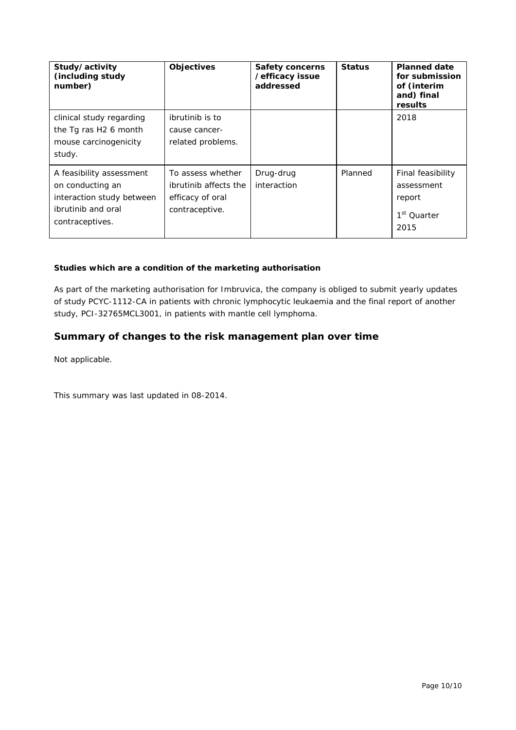| Study/activity (including study number) | Objectives | Safety concerns /efficacy issue addressed | Status | Planned date for submission of (interim and) final results |
|---|---|---|---|---|
| clinical study regarding the Tg ras H2 6 month mouse carcinogenicity study. | ibrutinib is to cause cancer-related problems. | | | 2018 |
| A feasibility assessment on conducting an interaction study between ibrutinib and oral contraceptives. | To assess whether ibrutinib affects the efficacy of oral contraceptive. | Drug-drug interaction | Planned | Final feasibility assessment report 1st Quarter 2015 |

**Studies which are a condition of the marketing authorisation**

As part of the marketing authorisation for Imbruvica, the company is obliged to submit yearly updates of study PCYC-1112-CA in patients with chronic lymphocytic leukaemia and the final report of another study, PCI-32765MCL3001, in patients with mantle cell lymphoma.

## Summary of changes to the risk management plan over time

Not applicable.

This summary was last updated in 08-2014.